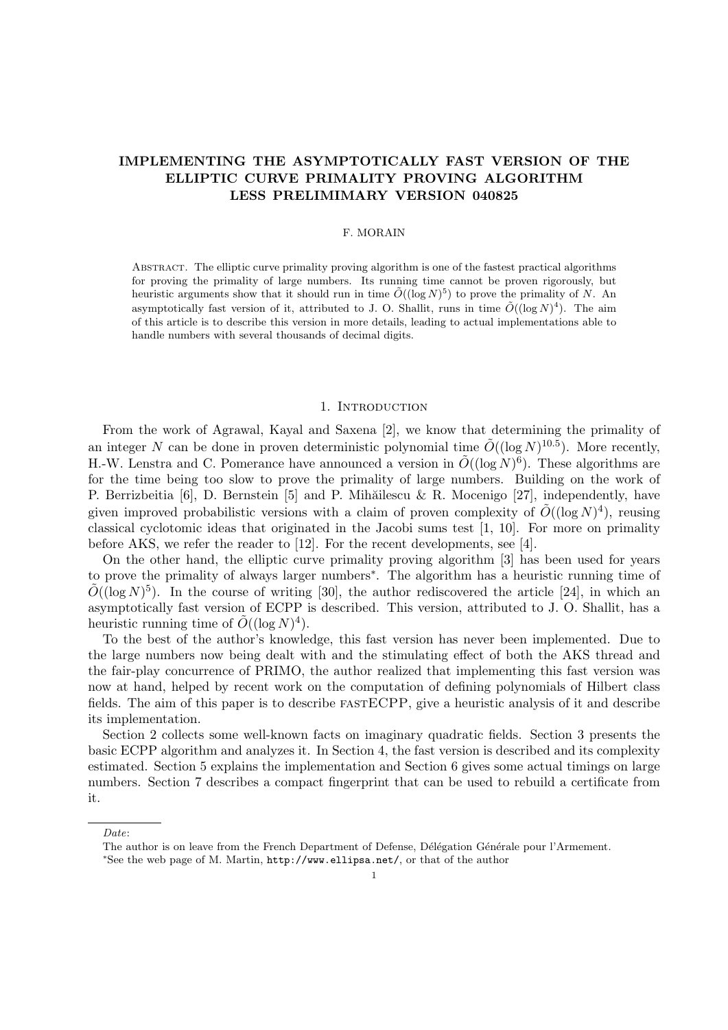# IMPLEMENTING THE ASYMPTOTICALLY FAST VERSION OF THE ELLIPTIC CURVE PRIMALITY PROVING ALGORITHM LESS PRELIMIMARY VERSION 040825

F. MORAIN

ABSTRACT. The elliptic curve primality proving algorithm is one of the fastest practical algorithms for proving the primality of large numbers. Its running time cannot be proven rigorously, but heuristic arguments show that it should run in time $\tilde{O}((\log N)^5)$ to prove the primality of $N$. An asymptotically fast version of it, attributed to J. O. Shallit, runs in time $\tilde{O}((\log N)^4)$. The aim of this article is to describe this version in more details, leading to actual implementations able to handle numbers with several thousands of decimal digits.

## 1. Introduction

From the work of Agrawal, Kayal and Saxena [2], we know that determining the primality of an integer $N$ can be done in proven deterministic polynomial time $\tilde{O}((\log N)^{10.5})$. More recently, H.-W. Lenstra and C. Pomerance have announced a version in $\tilde{O}((\log N)^6)$. These algorithms are for the time being too slow to prove the primality of large numbers. Building on the work of P. Berrizbeitia [6], D. Bernstein [5] and P. Mihăilescu & R. Mocenigo [27], independently, have given improved probabilistic versions with a claim of proven complexity of $\tilde{O}((\log N)^4)$, reusing classical cyclotomic ideas that originated in the Jacobi sums test [1, 10]. For more on primality before AKS, we refer the reader to [12]. For the recent developments, see [4].

On the other hand, the elliptic curve primality proving algorithm [3] has been used for years to prove the primality of always larger numbers*. The algorithm has a heuristic running time of $\tilde{O}((\log N)^5)$. In the course of writing [30], the author rediscovered the article [24], in which an asymptotically fast version of ECPP is described. This version, attributed to J. O. Shallit, has a heuristic running time of $\tilde{O}((\log N)^4)$.

To the best of the author's knowledge, this fast version has never been implemented. Due to the large numbers now being dealt with and the stimulating effect of both the AKS thread and the fair-play concurrence of PRIMO, the author realized that implementing this fast version was now at hand, helped by recent work on the computation of defining polynomials of Hilbert class fields. The aim of this paper is to describe fastECPP, give a heuristic analysis of it and describe its implementation.

Section 2 collects some well-known facts on imaginary quadratic fields. Section 3 presents the basic ECPP algorithm and analyzes it. In Section 4, the fast version is described and its complexity estimated. Section 5 explains the implementation and Section 6 gives some actual timings on large numbers. Section 7 describes a compact fingerprint that can be used to rebuild a certificate from it.

---

*Date*:

The author is on leave from the French Department of Defense, Délégation Générale pour l'Armement.

*See the web page of M. Martin, http://www.ellipsa.net/, or that of the author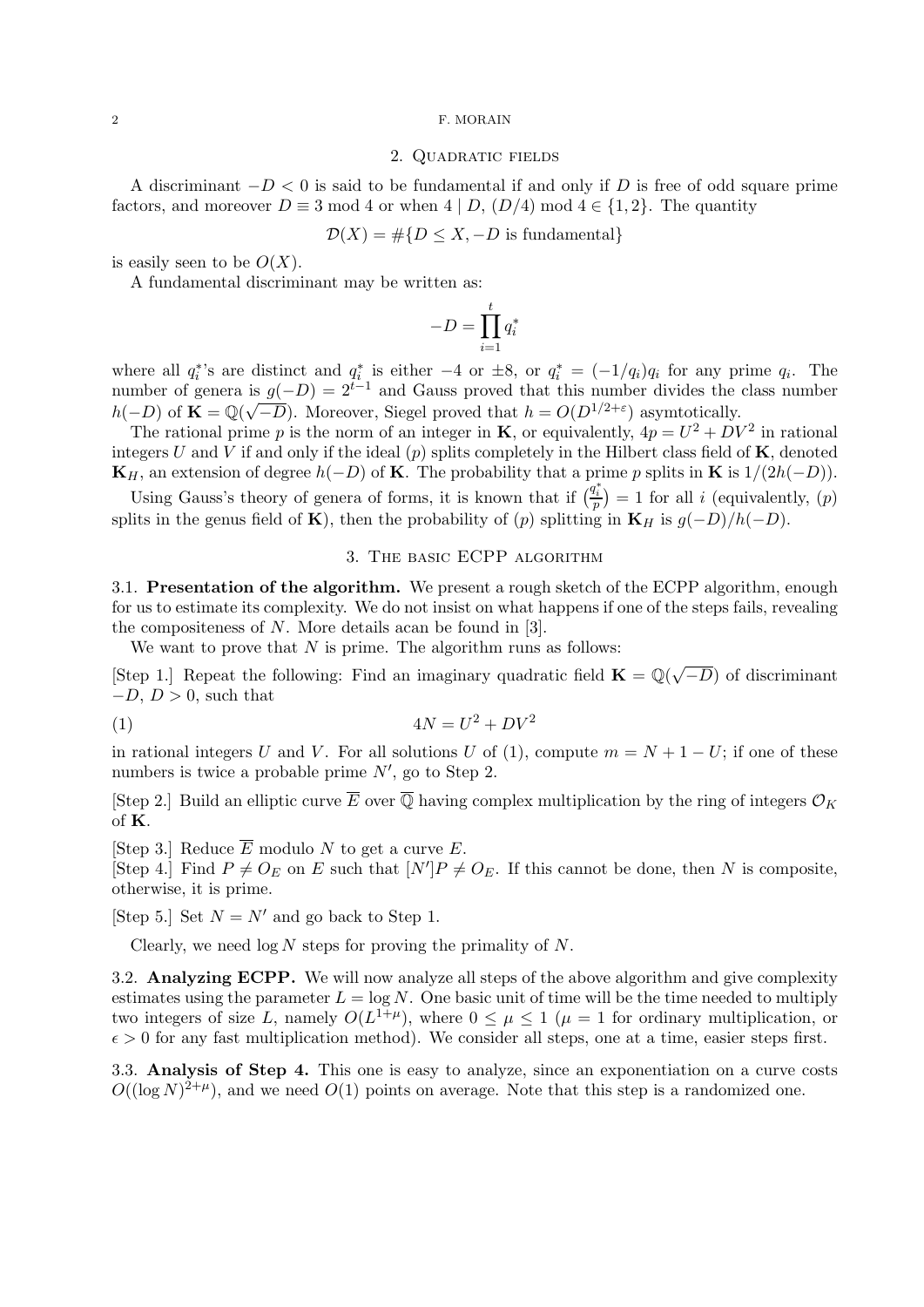## 2. Quadratic fields

A discriminant $-D < 0$ is said to be fundamental if and only if $D$ is free of odd square prime factors, and moreover $D \equiv 3 \bmod 4$ or when $4 \mid D$, $(D/4) \bmod 4 \in \{1, 2\}$. The quantity

$$\mathcal{D}(X) = \#\{D \leq X, -D \text{ is fundamental}\}$$

is easily seen to be $O(X)$.

A fundamental discriminant may be written as:

$$-D = \prod_{i=1}^{t} q_i^*$$

where all $q_i^*$'s are distinct and $q_i^*$ is either $-4$ or $\pm 8$, or $q_i^* = (-1/q_i)q_i$ for any prime $q_i$. The number of genera is $g(-D) = 2^{t-1}$ and Gauss proved that this number divides the class number $h(-D)$ of $\mathbf{K} = \mathbb{Q}(\sqrt{-D})$. Moreover, Siegel proved that $h = O(D^{1/2+\varepsilon})$ asymtotically.

The rational prime $p$ is the norm of an integer in $\mathbf{K}$, or equivalently, $4p = U^2 + DV^2$ in rational integers $U$ and $V$ if and only if the ideal $(p)$ splits completely in the Hilbert class field of $\mathbf{K}$, denoted $\mathbf{K}_H$, an extension of degree $h(-D)$ of $\mathbf{K}$. The probability that a prime $p$ splits in $\mathbf{K}$ is $1/(2h(-D))$.

Using Gauss's theory of genera of forms, it is known that if $\left(\frac{q_i^*}{p}\right) = 1$ for all $i$ (equivalently, $(p)$ splits in the genus field of $\mathbf{K}$), then the probability of $(p)$ splitting in $\mathbf{K}_H$ is $g(-D)/h(-D)$.

## 3. The basic ECPP algorithm

**3.1. Presentation of the algorithm.** We present a rough sketch of the ECPP algorithm, enough for us to estimate its complexity. We do not insist on what happens if one of the steps fails, revealing the compositeness of $N$. More details acan be found in [3].

We want to prove that $N$ is prime. The algorithm runs as follows:

[Step 1.] Repeat the following: Find an imaginary quadratic field $\mathbf{K} = \mathbb{Q}(\sqrt{-D})$ of discriminant $-D$, $D > 0$, such that

$$4N = U^2 + DV^2 \tag{1}$$

in rational integers $U$ and $V$. For all solutions $U$ of (1), compute $m = N + 1 - U$; if one of these numbers is twice a probable prime $N'$, go to Step 2.

[Step 2.] Build an elliptic curve $\overline{E}$ over $\overline{\mathbb{Q}}$ having complex multiplication by the ring of integers $\mathcal{O}_K$ of $\mathbf{K}$.

[Step 3.] Reduce $\overline{E}$ modulo $N$ to get a curve $E$.

[Step 4.] Find $P \neq O_E$ on $E$ such that $[N']P \neq O_E$. If this cannot be done, then $N$ is composite, otherwise, it is prime.

[Step 5.] Set $N = N'$ and go back to Step 1.

Clearly, we need $\log N$ steps for proving the primality of $N$.

**3.2. Analyzing ECPP.** We will now analyze all steps of the above algorithm and give complexity estimates using the parameter $L = \log N$. One basic unit of time will be the time needed to multiply two integers of size $L$, namely $O(L^{1+\mu})$, where $0 \leq \mu \leq 1$ ($\mu = 1$ for ordinary multiplication, or $\epsilon > 0$ for any fast multiplication method). We consider all steps, one at a time, easier steps first.

**3.3. Analysis of Step 4.** This one is easy to analyze, since an exponentiation on a curve costs $O((\log N)^{2+\mu})$, and we need $O(1)$ points on average. Note that this step is a randomized one.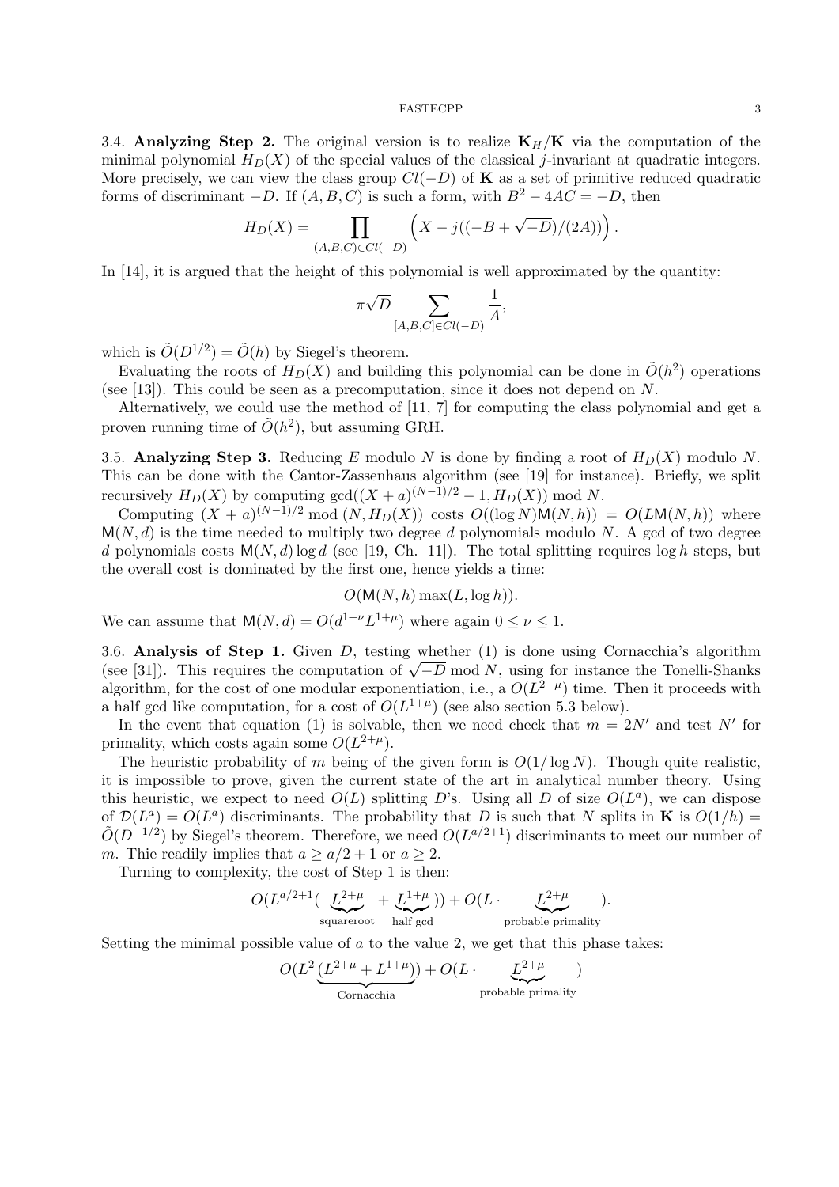3.4. **Analyzing Step 2.** The original version is to realize $\mathbf{K}_H/\mathbf{K}$ via the computation of the minimal polynomial $H_D(X)$ of the special values of the classical $j$-invariant at quadratic integers. More precisely, we can view the class group $Cl(-D)$ of $\mathbf{K}$ as a set of primitive reduced quadratic forms of discriminant $-D$. If $(A, B, C)$ is such a form, with $B^2 - 4AC = -D$, then

$$H_D(X) = \prod_{(A,B,C) \in Cl(-D)} \left( X - j((-B + \sqrt{-D})/(2A)) \right).$$

In [14], it is argued that the height of this polynomial is well approximated by the quantity:

$$\pi \sqrt{D} \sum_{[A,B,C] \in Cl(-D)} \frac{1}{A},$$

which is $\tilde{O}(D^{1/2}) = \tilde{O}(h)$ by Siegel's theorem.

Evaluating the roots of $H_D(X)$ and building this polynomial can be done in $\tilde{O}(h^2)$ operations (see [13]). This could be seen as a precomputation, since it does not depend on $N$.

Alternatively, we could use the method of [11, 7] for computing the class polynomial and get a proven running time of $\tilde{O}(h^2)$, but assuming GRH.

3.5. **Analyzing Step 3.** Reducing $E$ modulo $N$ is done by finding a root of $H_D(X)$ modulo $N$. This can be done with the Cantor-Zassenhaus algorithm (see [19] for instance). Briefly, we split recursively $H_D(X)$ by computing $\gcd((X + a)^{(N-1)/2} - 1, H_D(X)) \bmod N$.

Computing $(X + a)^{(N-1)/2} \bmod (N, H_D(X))$ costs $O((\log N)\mathsf{M}(N, h)) = O(L\mathsf{M}(N, h))$ where $\mathsf{M}(N, d)$ is the time needed to multiply two degree $d$ polynomials modulo $N$. A gcd of two degree $d$ polynomials costs $\mathsf{M}(N, d) \log d$ (see [19, Ch. 11]). The total splitting requires $\log h$ steps, but the overall cost is dominated by the first one, hence yields a time:

$$O(\mathsf{M}(N, h) \max(L, \log h)).$$

We can assume that $\mathsf{M}(N, d) = O(d^{1+\nu} L^{1+\mu})$ where again $0 \leq \nu \leq 1$.

3.6. **Analysis of Step 1.** Given $D$, testing whether (1) is done using Cornacchia's algorithm (see [31]). This requires the computation of $\sqrt{-D} \bmod N$, using for instance the Tonelli-Shanks algorithm, for the cost of one modular exponentiation, i.e., a $O(L^{2+\mu})$ time. Then it proceeds with a half gcd like computation, for a cost of $O(L^{1+\mu})$ (see also section 5.3 below).

In the event that equation (1) is solvable, then we need check that $m = 2N'$ and test $N'$ for primality, which costs again some $O(L^{2+\mu})$.

The heuristic probability of $m$ being of the given form is $O(1/\log N)$. Though quite realistic, it is impossible to prove, given the current state of the art in analytical number theory. Using this heuristic, we expect to need $O(L)$ splitting $D$'s. Using all $D$ of size $O(L^a)$, we can dispose of $\mathcal{D}(L^a) = O(L^a)$ discriminants. The probability that $D$ is such that $N$ splits in $\mathbf{K}$ is $O(1/h) = \tilde{O}(D^{-1/2})$ by Siegel's theorem. Therefore, we need $O(L^{a/2+1})$ discriminants to meet our number of $m$. Thie readily implies that $a \geq a/2 + 1$ or $a \geq 2$.

Turning to complexity, the cost of Step 1 is then:

$$O(L^{a/2+1}(\underbrace{L^{2+\mu}}_{\text{squareroot}} + \underbrace{L^{1+\mu}}_{\text{half gcd}})) + O(L \cdot \underbrace{L^{2+\mu}}_{\text{probable primality}}).$$

Setting the minimal possible value of $a$ to the value 2, we get that this phase takes:

$$O(L^2 \underbrace{(L^{2+\mu} + L^{1+\mu})}_{\text{Cornacchia}}) + O(L \cdot \underbrace{L^{2+\mu}}_{\text{probable primality}})$$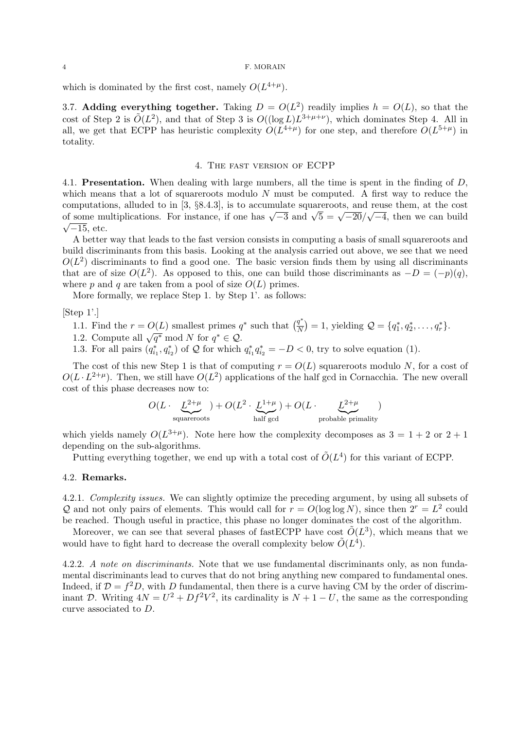which is dominated by the first cost, namely $O(L^{4+\mu})$.

3.7. **Adding everything together.** Taking $D = O(L^2)$ readily implies $h = O(L)$, so that the cost of Step 2 is $\tilde{O}(L^2)$, and that of Step 3 is $O((\log L)L^{3+\mu+\nu})$, which dominates Step 4. All in all, we get that ECPP has heuristic complexity $O(L^{4+\mu})$ for one step, and therefore $O(L^{5+\mu})$ in totality.

## 4. The fast version of ECPP

4.1. **Presentation.** When dealing with large numbers, all the time is spent in the finding of $D$, which means that a lot of squareroots modulo $N$ must be computed. A first way to reduce the computations, alluded to in [3, §8.4.3], is to accumulate squareroots, and reuse them, at the cost of some multiplications. For instance, if one has $\sqrt{-3}$ and $\sqrt{5} = \sqrt{-20}/\sqrt{-4}$, then we can build $\sqrt{-15}$, etc.

A better way that leads to the fast version consists in computing a basis of small squareroots and build discriminants from this basis. Looking at the analysis carried out above, we see that we need $O(L^2)$ discriminants to find a good one. The basic version finds them by using all discriminants that are of size $O(L^2)$. As opposed to this, one can build those discriminants as $-D = (-p)(q)$, where $p$ and $q$ are taken from a pool of size $O(L)$ primes.

More formally, we replace Step 1. by Step 1'. as follows:

[Step 1'.]

1.1. Find the $r = O(L)$ smallest primes $q^*$ such that $\left(\frac{q^*}{N}\right) = 1$, yielding $\mathcal{Q} = \{q_1^*, q_2^*, \ldots, q_r^*\}$.
1.2. Compute all $\sqrt{q^*} \bmod N$ for $q^* \in \mathcal{Q}$.
1.3. For all pairs $(q_{i_1}^*, q_{i_2}^*)$ of $\mathcal{Q}$ for which $q_{i_1}^* q_{i_2}^* = -D < 0$, try to solve equation (1).

The cost of this new Step 1 is that of computing $r = O(L)$ squareroots modulo $N$, for a cost of $O(L \cdot L^{2+\mu})$. Then, we still have $O(L^2)$ applications of the half gcd in Cornacchia. The new overall cost of this phase decreases now to:

$$O(L \cdot \underbrace{L^{2+\mu}}_{\text{squareroots}}) + O(L^2 \cdot \underbrace{L^{1+\mu}}_{\text{half gcd}}) + O(L \cdot \underbrace{L^{2+\mu}}_{\text{probable primality}})$$

which yields namely $O(L^{3+\mu})$. Note here how the complexity decomposes as $3 = 1 + 2$ or $2 + 1$ depending on the sub-algorithms.

Putting everything together, we end up with a total cost of $\tilde{O}(L^4)$ for this variant of ECPP.

4.2. **Remarks.**

4.2.1. *Complexity issues.* We can slightly optimize the preceding argument, by using all subsets of $\mathcal{Q}$ and not only pairs of elements. This would call for $r = O(\log \log N)$, since then $2^r = L^2$ could be reached. Though useful in practice, this phase no longer dominates the cost of the algorithm.

Moreover, we can see that several phases of fastECPP have cost $\tilde{O}(L^3)$, which means that we would have to fight hard to decrease the overall complexity below $\tilde{O}(L^4)$.

4.2.2. *A note on discriminants.* Note that we use fundamental discriminants only, as non fundamental discriminants lead to curves that do not bring anything new compared to fundamental ones. Indeed, if $\mathcal{D} = f^2 D$, with $D$ fundamental, then there is a curve having CM by the order of discriminant $\mathcal{D}$. Writing $4N = U^2 + Df^2V^2$, its cardinality is $N + 1 - U$, the same as the corresponding curve associated to $D$.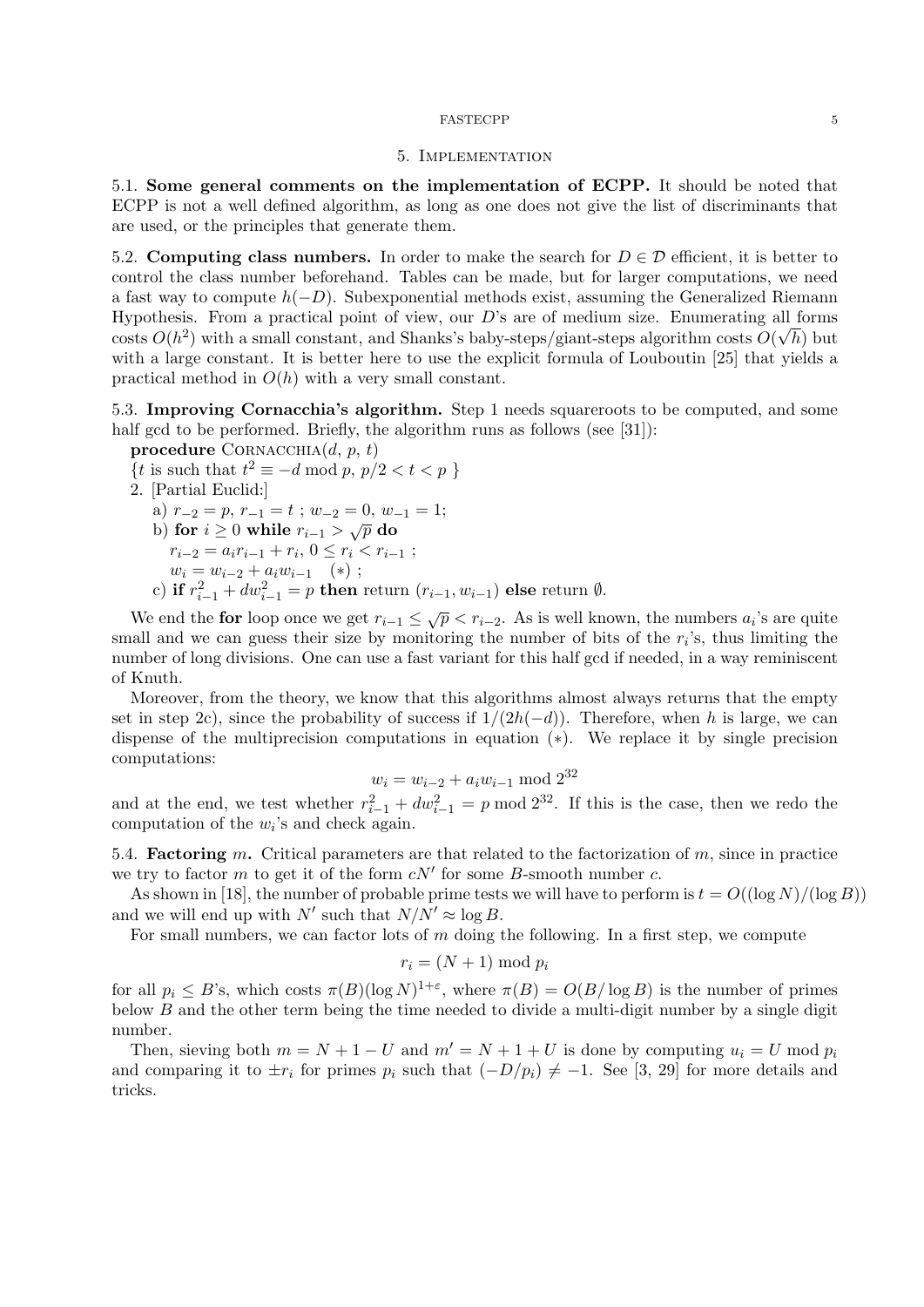## 5. Implementation

5.1. **Some general comments on the implementation of ECPP.** It should be noted that ECPP is not a well defined algorithm, as long as one does not give the list of discriminants that are used, or the principles that generate them.

5.2. **Computing class numbers.** In order to make the search for $D \in \mathcal{D}$ efficient, it is better to control the class number beforehand. Tables can be made, but for larger computations, we need a fast way to compute $h(-D)$. Subexponential methods exist, assuming the Generalized Riemann Hypothesis. From a practical point of view, our $D$'s are of medium size. Enumerating all forms costs $O(h^2)$ with a small constant, and Shanks's baby-steps/giant-steps algorithm costs $O(\sqrt{h})$ but with a large constant. It is better here to use the explicit formula of Louboutin [25] that yields a practical method in $O(h)$ with a very small constant.

5.3. **Improving Cornacchia's algorithm.** Step 1 needs squareroots to be computed, and some half gcd to be performed. Briefly, the algorithm runs as follows (see [31]):

**procedure** Cornacchia($d$, $p$, $t$)
{$t$ is such that $t^2 \equiv -d \bmod p$, $p/2 < t < p$ }
2. [Partial Euclid:]
   a) $r_{-2} = p$, $r_{-1} = t$ ; $w_{-2} = 0$, $w_{-1} = 1$;
   b) **for** $i \geq 0$ **while** $r_{i-1} > \sqrt{p}$ **do**
      $r_{i-2} = a_i r_{i-1} + r_i$, $0 \leq r_i < r_{i-1}$ ;
      $w_i = w_{i-2} + a_i w_{i-1}$ $\quad (*)$ ;
   c) **if** $r_{i-1}^2 + dw_{i-1}^2 = p$ **then** return $(r_{i-1}, w_{i-1})$ **else** return $\emptyset$.

We end the **for** loop once we get $r_{i-1} \leq \sqrt{p} < r_{i-2}$. As is well known, the numbers $a_i$'s are quite small and we can guess their size by monitoring the number of bits of the $r_i$'s, thus limiting the number of long divisions. One can use a fast variant for this half gcd if needed, in a way reminiscent of Knuth.

Moreover, from the theory, we know that this algorithms almost always returns that the empty set in step 2c), since the probability of success if $1/(2h(-d))$. Therefore, when $h$ is large, we can dispense of the multiprecision computations in equation $(*)$. We replace it by single precision computations:

$$w_i = w_{i-2} + a_i w_{i-1} \bmod 2^{32}$$

and at the end, we test whether $r_{i-1}^2 + dw_{i-1}^2 = p \bmod 2^{32}$. If this is the case, then we redo the computation of the $w_i$'s and check again.

5.4. **Factoring $m$.** Critical parameters are that related to the factorization of $m$, since in practice we try to factor $m$ to get it of the form $cN'$ for some $B$-smooth number $c$.

As shown in [18], the number of probable prime tests we will have to perform is $t = O((\log N)/(\log B))$ and we will end up with $N'$ such that $N/N' \approx \log B$.

For small numbers, we can factor lots of $m$ doing the following. In a first step, we compute

$$r_i = (N + 1) \bmod p_i$$

for all $p_i \leq B$'s, which costs $\pi(B)(\log N)^{1+\varepsilon}$, where $\pi(B) = O(B/\log B)$ is the number of primes below $B$ and the other term being the time needed to divide a multi-digit number by a single digit number.

Then, sieving both $m = N + 1 - U$ and $m' = N + 1 + U$ is done by computing $u_i = U \bmod p_i$ and comparing it to $\pm r_i$ for primes $p_i$ such that $(-D/p_i) \neq -1$. See [3, 29] for more details and tricks.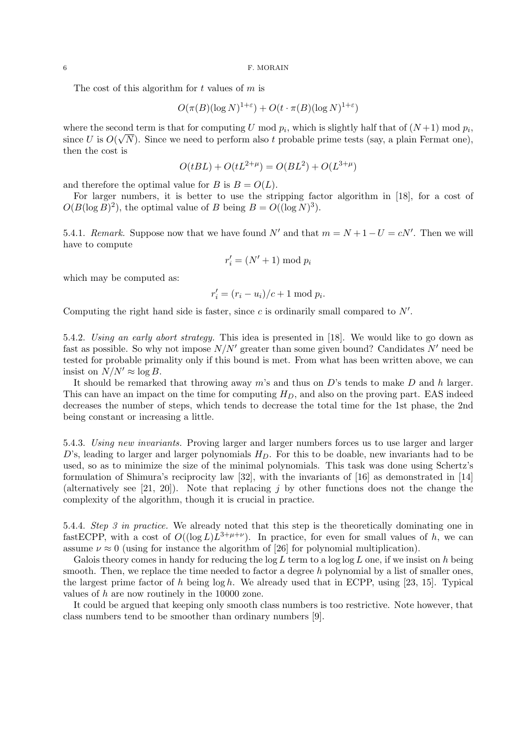The cost of this algorithm for $t$ values of $m$ is

$$O(\pi(B)(\log N)^{1+\varepsilon}) + O(t \cdot \pi(B)(\log N)^{1+\varepsilon})$$

where the second term is that for computing $U \bmod p_i$, which is slightly half that of $(N+1) \bmod p_i$, since $U$ is $O(\sqrt{N})$. Since we need to perform also $t$ probable prime tests (say, a plain Fermat one), then the cost is

$$O(tBL) + O(tL^{2+\mu}) = O(BL^2) + O(L^{3+\mu})$$

and therefore the optimal value for $B$ is $B = O(L)$.

For larger numbers, it is better to use the stripping factor algorithm in [18], for a cost of $O(B(\log B)^2)$, the optimal value of $B$ being $B = O((\log N)^3)$.

5.4.1. *Remark.* Suppose now that we have found $N'$ and that $m = N + 1 - U = cN'$. Then we will have to compute

$$r'_i = (N' + 1) \bmod p_i$$

which may be computed as:

$$r'_i = (r_i - u_i)/c + 1 \bmod p_i.$$

Computing the right hand side is faster, since $c$ is ordinarily small compared to $N'$.

5.4.2. *Using an early abort strategy.* This idea is presented in [18]. We would like to go down as fast as possible. So why not impose $N/N'$ greater than some given bound? Candidates $N'$ need be tested for probable primality only if this bound is met. From what has been written above, we can insist on $N/N' \approx \log B$.

It should be remarked that throwing away $m$'s and thus on $D$'s tends to make $D$ and $h$ larger. This can have an impact on the time for computing $H_D$, and also on the proving part. EAS indeed decreases the number of steps, which tends to decrease the total time for the 1st phase, the 2nd being constant or increasing a little.

5.4.3. *Using new invariants.* Proving larger and larger numbers forces us to use larger and larger $D$'s, leading to larger and larger polynomials $H_D$. For this to be doable, new invariants had to be used, so as to minimize the size of the minimal polynomials. This task was done using Schertz's formulation of Shimura's reciprocity law [32], with the invariants of [16] as demonstrated in [14] (alternatively see [21, 20]). Note that replacing $j$ by other functions does not the change the complexity of the algorithm, though it is crucial in practice.

5.4.4. *Step 3 in practice.* We already noted that this step is the theoretically dominating one in fastECPP, with a cost of $O((\log L)L^{3+\mu+\nu})$. In practice, for even for small values of $h$, we can assume $\nu \approx 0$ (using for instance the algorithm of [26] for polynomial multiplication).

Galois theory comes in handy for reducing the $\log L$ term to a $\log \log L$ one, if we insist on $h$ being smooth. Then, we replace the time needed to factor a degree $h$ polynomial by a list of smaller ones, the largest prime factor of $h$ being $\log h$. We already used that in ECPP, using [23, 15]. Typical values of $h$ are now routinely in the 10000 zone.

It could be argued that keeping only smooth class numbers is too restrictive. Note however, that class numbers tend to be smoother than ordinary numbers [9].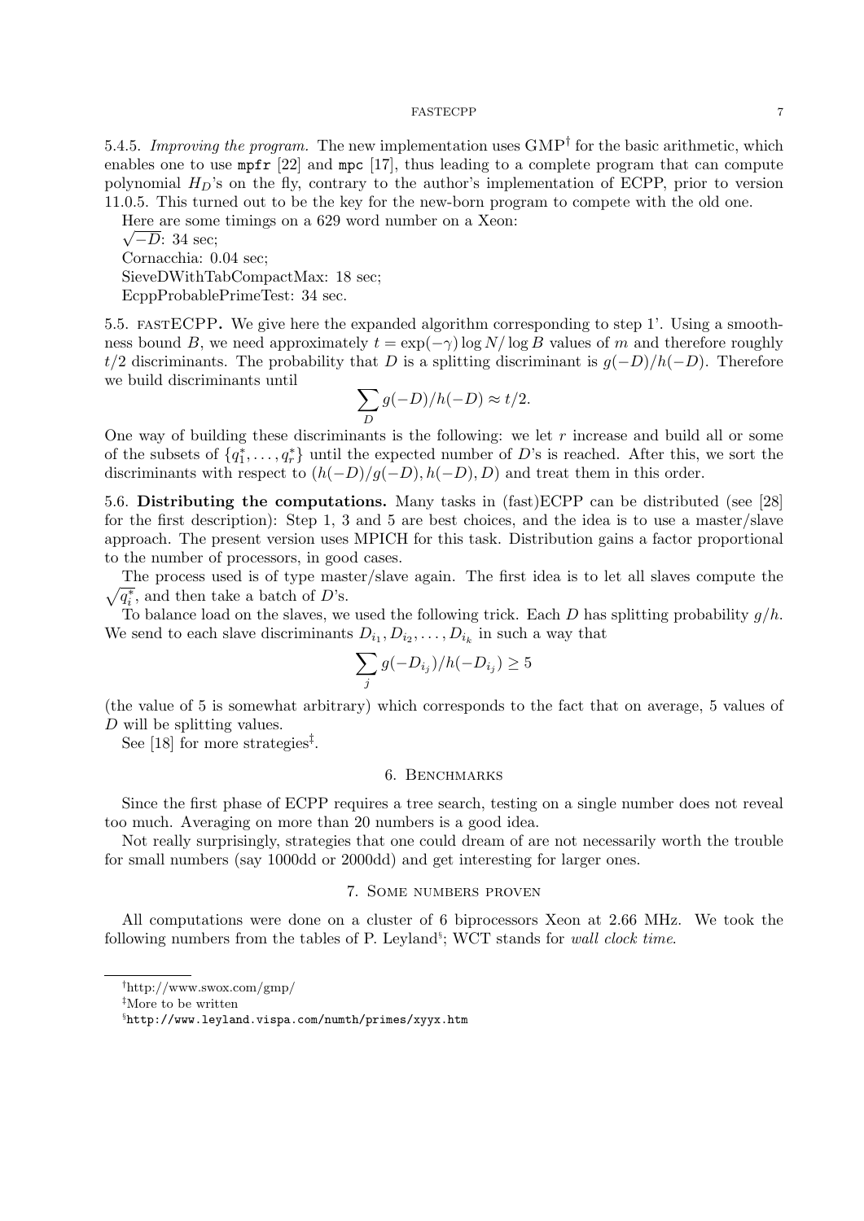5.4.5. *Improving the program.* The new implementation uses GMP[†] for the basic arithmetic, which enables one to use `mpfr` [22] and `mpc` [17], thus leading to a complete program that can compute polynomial $H_D$'s on the fly, contrary to the author's implementation of ECPP, prior to version 11.0.5. This turned out to be the key for the new-born program to compete with the old one.

Here are some timings on a 629 word number on a Xeon:

$\sqrt{-D}$: 34 sec;
Cornacchia: 0.04 sec;
SieveDWithTabCompactMax: 18 sec;
EcppProbablePrimeTest: 34 sec.

5.5. fastECPP**.** We give here the expanded algorithm corresponding to step 1'. Using a smoothness bound $B$, we need approximately $t = \exp(-\gamma) \log N / \log B$ values of $m$ and therefore roughly $t/2$ discriminants. The probability that $D$ is a splitting discriminant is $g(-D)/h(-D)$. Therefore we build discriminants until

$$\sum_D g(-D)/h(-D) \approx t/2.$$

One way of building these discriminants is the following: we let $r$ increase and build all or some of the subsets of $\{q_1^*, \ldots, q_r^*\}$ until the expected number of $D$'s is reached. After this, we sort the discriminants with respect to $(h(-D)/g(-D), h(-D), D)$ and treat them in this order.

5.6. **Distributing the computations.** Many tasks in (fast)ECPP can be distributed (see [28] for the first description): Step 1, 3 and 5 are best choices, and the idea is to use a master/slave approach. The present version uses MPICH for this task. Distribution gains a factor proportional to the number of processors, in good cases.

The process used is of type master/slave again. The first idea is to let all slaves compute the $\sqrt{q_i^*}$, and then take a batch of $D$'s.

To balance load on the slaves, we used the following trick. Each $D$ has splitting probability $g/h$. We send to each slave discriminants $D_{i_1}, D_{i_2}, \ldots, D_{i_k}$ in such a way that

$$\sum_j g(-D_{i_j})/h(-D_{i_j}) \geq 5$$

(the value of 5 is somewhat arbitrary) which corresponds to the fact that on average, 5 values of $D$ will be splitting values.

See [18] for more strategies[‡].

## 6. Benchmarks

Since the first phase of ECPP requires a tree search, testing on a single number does not reveal too much. Averaging on more than 20 numbers is a good idea.

Not really surprisingly, strategies that one could dream of are not necessarily worth the trouble for small numbers (say 1000dd or 2000dd) and get interesting for larger ones.

## 7. Some numbers proven

All computations were done on a cluster of 6 biprocessors Xeon at 2.66 MHz. We took the following numbers from the tables of P. Leyland[§]; WCT stands for *wall clock time*.

---

[†] http://www.swox.com/gmp/

[‡] More to be written

[§] `http://www.leyland.vispa.com/numth/primes/xyyx.htm`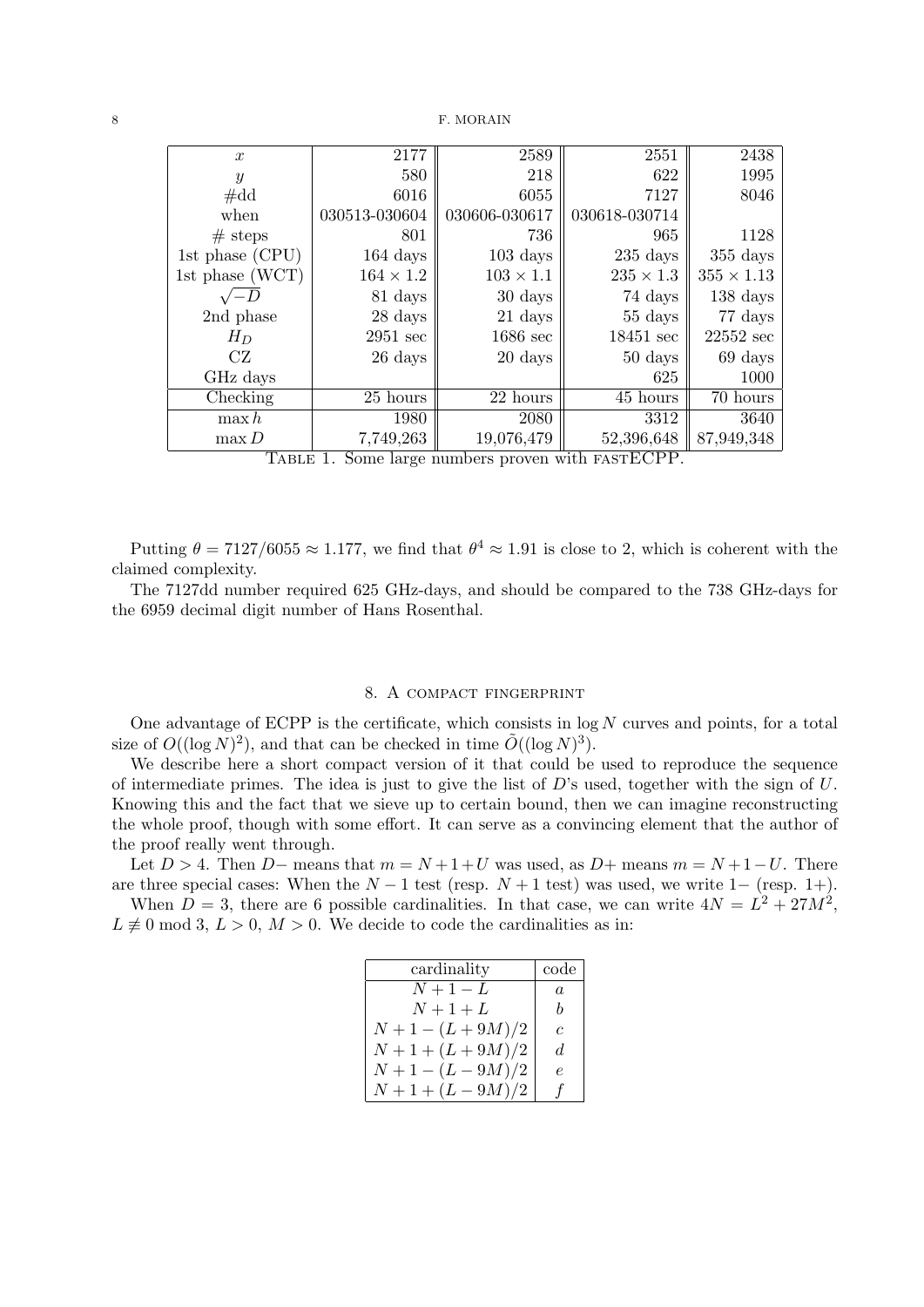| $x$ | 2177 | 2589 | 2551 | 2438 |
|---|---|---|---|---|
| $y$ | 580 | 218 | 622 | 1995 |
| #dd | 6016 | 6055 | 7127 | 8046 |
| when | 030513-030604 | 030606-030617 | 030618-030714 | |
| # steps | 801 | 736 | 965 | 1128 |
| 1st phase (CPU) | 164 days | 103 days | 235 days | 355 days |
| 1st phase (WCT) | $164 \times 1.2$ | $103 \times 1.1$ | $235 \times 1.3$ | $355 \times 1.13$ |
| $\sqrt{-D}$ | 81 days | 30 days | 74 days | 138 days |
| 2nd phase | 28 days | 21 days | 55 days | 77 days |
| $H_D$ | 2951 sec | 1686 sec | 18451 sec | 22552 sec |
| CZ | 26 days | 20 days | 50 days | 69 days |
| GHz days | | | 625 | 1000 |
| Checking | 25 hours | 22 hours | 45 hours | 70 hours |
| $\max h$ | 1980 | 2080 | 3312 | 3640 |
| $\max D$ | 7,749,263 | 19,076,479 | 52,396,648 | 87,949,348 |

TABLE 1. Some large numbers proven with fastECPP.

Putting $\theta = 7127/6055 \approx 1.177$, we find that $\theta^4 \approx 1.91$ is close to 2, which is coherent with the claimed complexity.

The 7127dd number required 625 GHz-days, and should be compared to the 738 GHz-days for the 6959 decimal digit number of Hans Rosenthal.

## 8. A compact fingerprint

One advantage of ECPP is the certificate, which consists in $\log N$ curves and points, for a total size of $O((\log N)^2)$, and that can be checked in time $\tilde{O}((\log N)^3)$.

We describe here a short compact version of it that could be used to reproduce the sequence of intermediate primes. The idea is just to give the list of $D$'s used, together with the sign of $U$. Knowing this and the fact that we sieve up to certain bound, then we can imagine reconstructing the whole proof, though with some effort. It can serve as a convincing element that the author of the proof really went through.

Let $D > 4$. Then $D-$ means that $m = N + 1 + U$ was used, as $D+$ means $m = N + 1 - U$. There are three special cases: When the $N - 1$ test (resp. $N + 1$ test) was used, we write $1-$ (resp. $1+$).

When $D = 3$, there are 6 possible cardinalities. In that case, we can write $4N = L^2 + 27M^2$, $L \not\equiv 0 \bmod 3$, $L > 0$, $M > 0$. We decide to code the cardinalities as in:

| cardinality | code |
|---|---|
| $N + 1 - L$ | $a$ |
| $N + 1 + L$ | $b$ |
| $N + 1 - (L + 9M)/2$ | $c$ |
| $N + 1 + (L + 9M)/2$ | $d$ |
| $N + 1 - (L - 9M)/2$ | $e$ |
| $N + 1 + (L - 9M)/2$ | $f$ |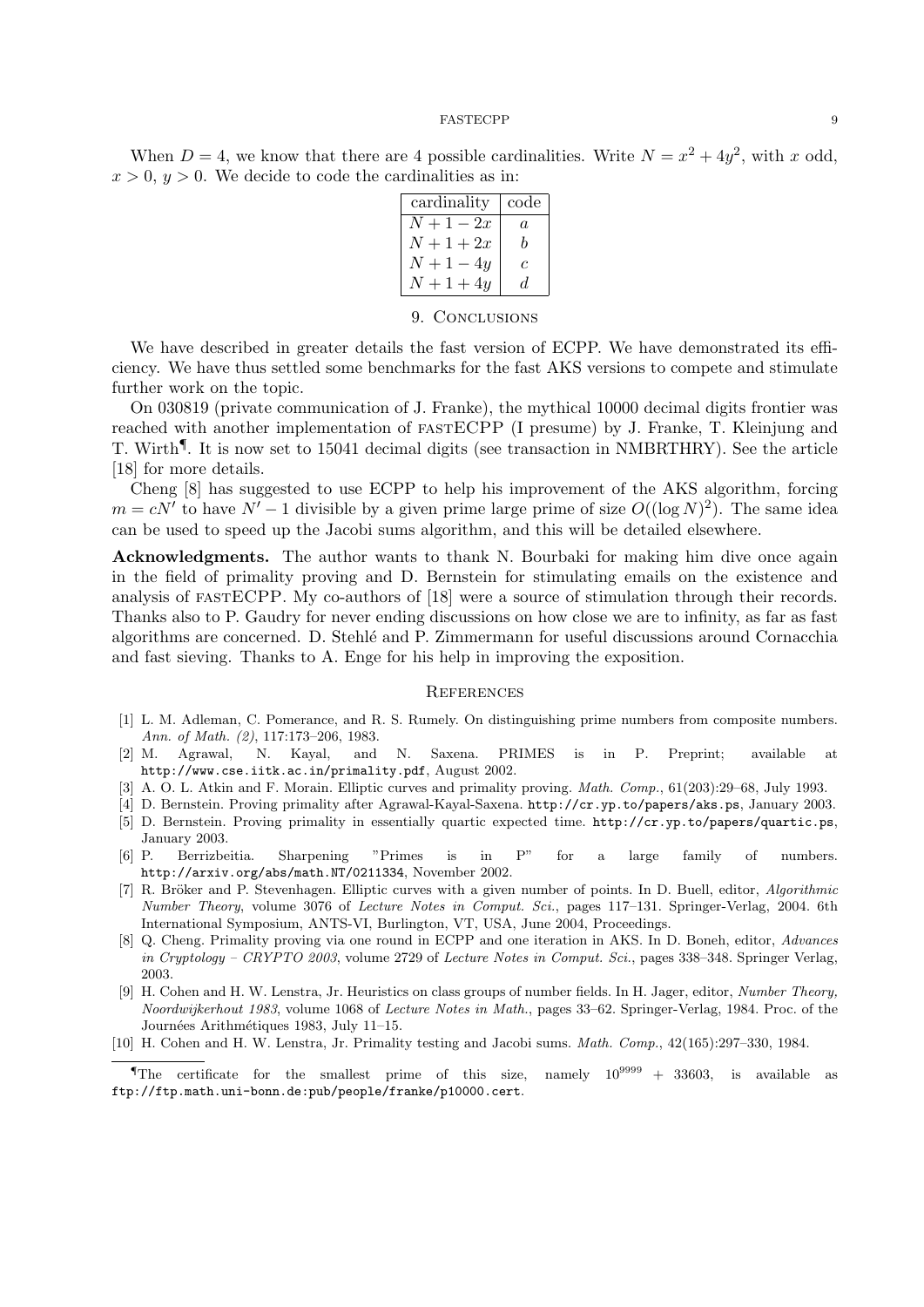When $D = 4$, we know that there are 4 possible cardinalities. Write $N = x^2 + 4y^2$, with $x$ odd, $x > 0$, $y > 0$. We decide to code the cardinalities as in:

| cardinality | code |
|---|---|
| $N + 1 - 2x$ | $a$ |
| $N + 1 + 2x$ | $b$ |
| $N + 1 - 4y$ | $c$ |
| $N + 1 + 4y$ | $d$ |

## 9. Conclusions

We have described in greater details the fast version of ECPP. We have demonstrated its efficiency. We have thus settled some benchmarks for the fast AKS versions to compete and stimulate further work on the topic.

On 030819 (private communication of J. Franke), the mythical 10000 decimal digits frontier was reached with another implementation of fastECPP (I presume) by J. Franke, T. Kleinjung and T. Wirth¶. It is now set to 15041 decimal digits (see transaction in NMBRTHRY). See the article [18] for more details.

Cheng [8] has suggested to use ECPP to help his improvement of the AKS algorithm, forcing $m = cN'$ to have $N' - 1$ divisible by a given prime large prime of size $O((\log N)^2)$. The same idea can be used to speed up the Jacobi sums algorithm, and this will be detailed elsewhere.

**Acknowledgments.** The author wants to thank N. Bourbaki for making him dive once again in the field of primality proving and D. Bernstein for stimulating emails on the existence and analysis of fastECPP. My co-authors of [18] were a source of stimulation through their records. Thanks also to P. Gaudry for never ending discussions on how close we are to infinity, as far as fast algorithms are concerned. D. Stehlé and P. Zimmermann for useful discussions around Cornacchia and fast sieving. Thanks to A. Enge for his help in improving the exposition.

## References

[1] L. M. Adleman, C. Pomerance, and R. S. Rumely. On distinguishing prime numbers from composite numbers. *Ann. of Math. (2)*, 117:173–206, 1983.

[2] M. Agrawal, N. Kayal, and N. Saxena. PRIMES is in P. Preprint; available at http://www.cse.iitk.ac.in/primality.pdf, August 2002.

[3] A. O. L. Atkin and F. Morain. Elliptic curves and primality proving. *Math. Comp.*, 61(203):29–68, July 1993.

[4] D. Bernstein. Proving primality after Agrawal-Kayal-Saxena. http://cr.yp.to/papers/aks.ps, January 2003.

[5] D. Bernstein. Proving primality in essentially quartic expected time. http://cr.yp.to/papers/quartic.ps, January 2003.

[6] P. Berrizbeitia. Sharpening "Primes is in P" for a large family of numbers. http://arxiv.org/abs/math.NT/0211334, November 2002.

[7] R. Bröker and P. Stevenhagen. Elliptic curves with a given number of points. In D. Buell, editor, *Algorithmic Number Theory*, volume 3076 of *Lecture Notes in Comput. Sci.*, pages 117–131. Springer-Verlag, 2004. 6th International Symposium, ANTS-VI, Burlington, VT, USA, June 2004, Proceedings.

[8] Q. Cheng. Primality proving via one round in ECPP and one iteration in AKS. In D. Boneh, editor, *Advances in Cryptology – CRYPTO 2003*, volume 2729 of *Lecture Notes in Comput. Sci.*, pages 338–348. Springer Verlag, 2003.

[9] H. Cohen and H. W. Lenstra, Jr. Heuristics on class groups of number fields. In H. Jager, editor, *Number Theory, Noordwijkerhout 1983*, volume 1068 of *Lecture Notes in Math.*, pages 33–62. Springer-Verlag, 1984. Proc. of the Journées Arithmétiques 1983, July 11–15.

[10] H. Cohen and H. W. Lenstra, Jr. Primality testing and Jacobi sums. *Math. Comp.*, 42(165):297–330, 1984.

¶The certificate for the smallest prime of this size, namely $10^{9999} + 33603$, is available as ftp://ftp.math.uni-bonn.de:pub/people/franke/p10000.cert.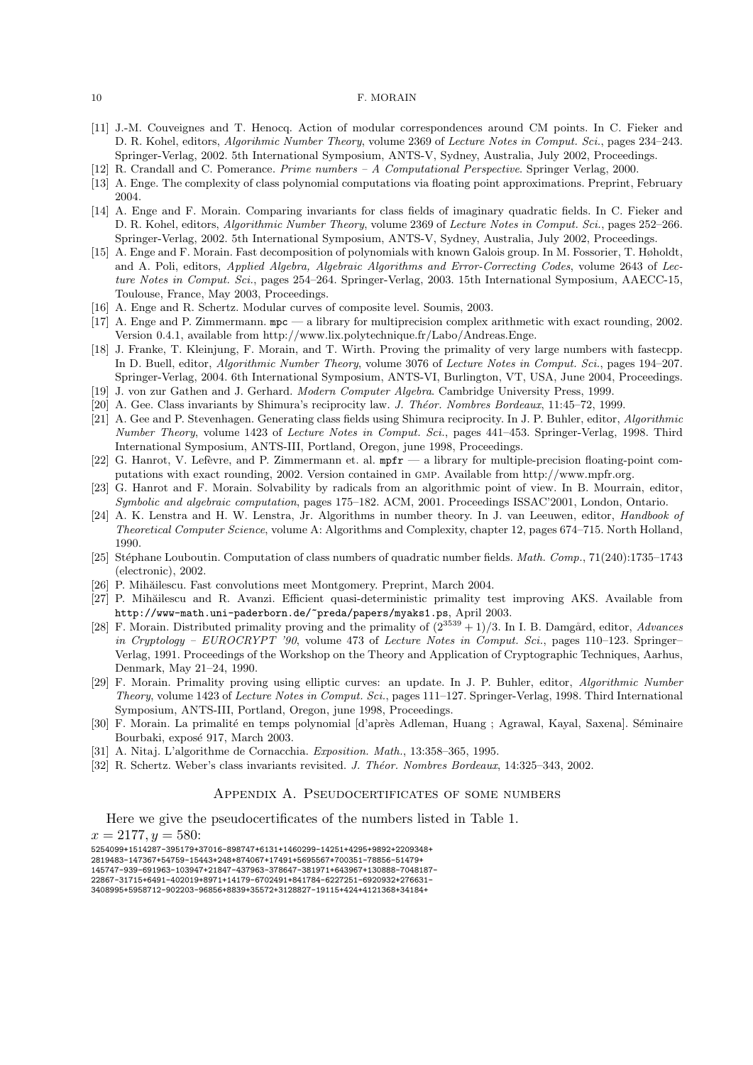[11] J.-M. Couveignes and T. Henocq. Action of modular correspondences around CM points. In C. Fieker and D. R. Kohel, editors, *Algorihmic Number Theory*, volume 2369 of *Lecture Notes in Comput. Sci.*, pages 234–243. Springer-Verlag, 2002. 5th International Symposium, ANTS-V, Sydney, Australia, July 2002, Proceedings.

[12] R. Crandall and C. Pomerance. *Prime numbers – A Computational Perspective*. Springer Verlag, 2000.

[13] A. Enge. The complexity of class polynomial computations via floating point approximations. Preprint, February 2004.

[14] A. Enge and F. Morain. Comparing invariants for class fields of imaginary quadratic fields. In C. Fieker and D. R. Kohel, editors, *Algorithmic Number Theory*, volume 2369 of *Lecture Notes in Comput. Sci.*, pages 252–266. Springer-Verlag, 2002. 5th International Symposium, ANTS-V, Sydney, Australia, July 2002, Proceedings.

[15] A. Enge and F. Morain. Fast decomposition of polynomials with known Galois group. In M. Fossorier, T. Høholdt, and A. Poli, editors, *Applied Algebra, Algebraic Algorithms and Error-Correcting Codes*, volume 2643 of *Lecture Notes in Comput. Sci.*, pages 254–264. Springer-Verlag, 2003. 15th International Symposium, AAECC-15, Toulouse, France, May 2003, Proceedings.

[16] A. Enge and R. Schertz. Modular curves of composite level. Soumis, 2003.

[17] A. Enge and P. Zimmermann. `mpc` — a library for multiprecision complex arithmetic with exact rounding, 2002. Version 0.4.1, available from http://www.lix.polytechnique.fr/Labo/Andreas.Enge.

[18] J. Franke, T. Kleinjung, F. Morain, and T. Wirth. Proving the primality of very large numbers with fastecpp. In D. Buell, editor, *Algorithmic Number Theory*, volume 3076 of *Lecture Notes in Comput. Sci.*, pages 194–207. Springer-Verlag, 2004. 6th International Symposium, ANTS-VI, Burlington, VT, USA, June 2004, Proceedings.

[19] J. von zur Gathen and J. Gerhard. *Modern Computer Algebra*. Cambridge University Press, 1999.

[20] A. Gee. Class invariants by Shimura's reciprocity law. *J. Théor. Nombres Bordeaux*, 11:45–72, 1999.

[21] A. Gee and P. Stevenhagen. Generating class fields using Shimura reciprocity. In J. P. Buhler, editor, *Algorithmic Number Theory*, volume 1423 of *Lecture Notes in Comput. Sci.*, pages 441–453. Springer-Verlag, 1998. Third International Symposium, ANTS-III, Portland, Oregon, june 1998, Proceedings.

[22] G. Hanrot, V. Lefèvre, and P. Zimmermann et. al. `mpfr` — a library for multiple-precision floating-point computations with exact rounding, 2002. Version contained in GMP. Available from http://www.mpfr.org.

[23] G. Hanrot and F. Morain. Solvability by radicals from an algorithmic point of view. In B. Mourrain, editor, *Symbolic and algebraic computation*, pages 175–182. ACM, 2001. Proceedings ISSAC'2001, London, Ontario.

[24] A. K. Lenstra and H. W. Lenstra, Jr. Algorithms in number theory. In J. van Leeuwen, editor, *Handbook of Theoretical Computer Science*, volume A: Algorithms and Complexity, chapter 12, pages 674–715. North Holland, 1990.

[25] Stéphane Louboutin. Computation of class numbers of quadratic number fields. *Math. Comp.*, 71(240):1735–1743 (electronic), 2002.

[26] P. Mihăilescu. Fast convolutions meet Montgomery. Preprint, March 2004.

[27] P. Mihăilescu and R. Avanzi. Efficient quasi-deterministic primality test improving AKS. Available from `http://www-math.uni-paderborn.de/~preda/papers/myaks1.ps`, April 2003.

[28] F. Morain. Distributed primality proving and the primality of $(2^{3539}+1)/3$. In I. B. Damgård, editor, *Advances in Cryptology – EUROCRYPT '90*, volume 473 of *Lecture Notes in Comput. Sci.*, pages 110–123. Springer–Verlag, 1991. Proceedings of the Workshop on the Theory and Application of Cryptographic Techniques, Aarhus, Denmark, May 21–24, 1990.

[29] F. Morain. Primality proving using elliptic curves: an update. In J. P. Buhler, editor, *Algorithmic Number Theory*, volume 1423 of *Lecture Notes in Comput. Sci.*, pages 111–127. Springer-Verlag, 1998. Third International Symposium, ANTS-III, Portland, Oregon, june 1998, Proceedings.

[30] F. Morain. La primalité en temps polynomial [d'après Adleman, Huang ; Agrawal, Kayal, Saxena]. Séminaire Bourbaki, exposé 917, March 2003.

[31] A. Nitaj. L'algorithme de Cornacchia. *Exposition. Math.*, 13:358–365, 1995.

[32] R. Schertz. Weber's class invariants revisited. *J. Théor. Nombres Bordeaux*, 14:325–343, 2002.

## Appendix A. Pseudocertificates of some numbers

Here we give the pseudocertificates of the numbers listed in Table 1.

$x = 2177, y = 580$:

```
5254099+1514287-395179+37016-898747+6131+1460299-14251+4295+9892+2209348+
2819483-147367+54759-15443+248+874067+17491+5695567+700351-78856-51479+
145747-939-691963-103947+21847-437963-378647-381971+643967+130888-7048187-
22867-31715+6491-402019+8971+14179-6702491+841784-6227251-6920932+276631-
3408995+5958712-902203-96856+8839+35572+3128827-19115+424+4121368+34184+
```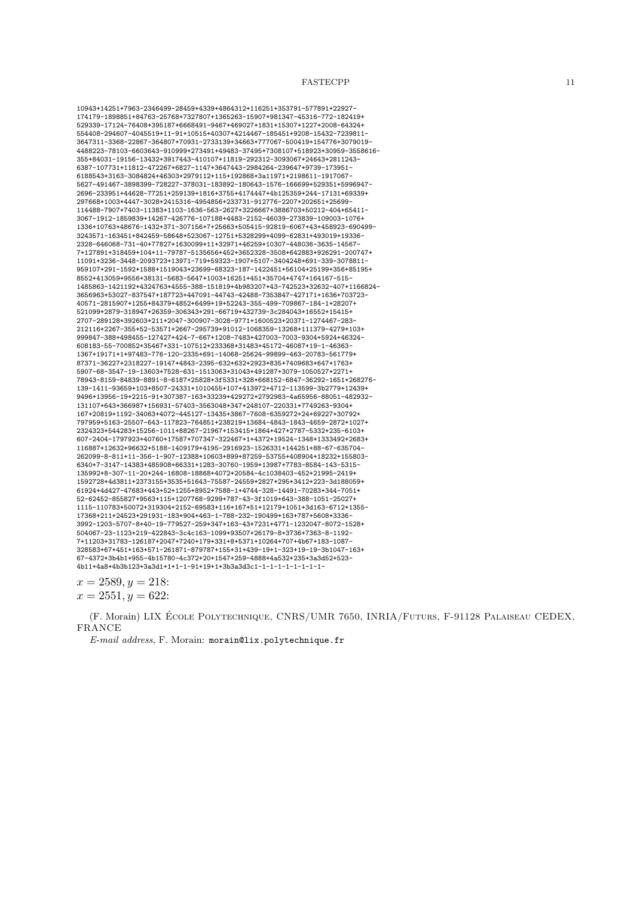```
10943+14251+7963-2346499-28459+4339+4864312+116251+353791-577891+22927-
174179-1898851+84763-25768+7327807+1365263-15907+981347-45316-772-182419+
529339-17124-76408+395187+6668491-9467+469027+1831+15307+1227+2008-64324+
554408-294607-4045519+11-91+10515+40307+4214467-185451+9208-15432-7239811-
3647311-3368-22867-364807+70931-2733139+34663+777067-500419+154776+3079019-
4488223-78103-6603643-910999+273491+49483-37495+7308107+518923+30959-3558616-
355+84031-19156-13432+3917443-410107+11819-292312-3093067+24643+2811243-
6387-107731+11812-472267+6827-1147+3647443-2984264-239647+9739-173951-
6188543+3163-3084824+46303+2979112+115+192868+3a11971+2198611-1917067-
5627-491467-3898399-728227-378031-183892-180643-1576-166699+529351+5996947-
2696-233951+44628-77251+259139+1816+3755+4174447+4b125359+244-17131+69339+
297668+1003+4447-3028+2415316-4954856+233731-912776-2207+202651+25699-
114488-7907+7403-11383+1103-1636-563-2627+3226667+3886703+50212-404+65411-
3067-1912-1859839+14267-426776-107188+4483-2152-46039-273839-109003-1076+
1336+10763+48676-1432+371-307156+7+25663+505415-92819-6067+43+458923-690499-
3243571-163451+842459-58648+523067-12751+5328299+4099-62831+493019+19336-
2328-646068-731-40+77827+1630099+11+32971+46259+10307-448036-3635-14567-
7+127891+318459+104+11-79787-5135656+452+3652328-3508+642883+926291-200747+
11091+3236-3448-2093723+13971-719+59323-1907+5107-3404248+691-339-3078811-
959107+291-1592+1588+1519043+23699-68323-187-1422451+56104+25199+356+85195+
8552+413059+9556+38131-5683-5647+1003+16251+451+35704+4747+164167-515-
1485863-1421192+4324763+4555-388-151819+4b983207+43-742523+32632-407+1166824-
3656963+53027-837547+187723+447091-44743-42488-7353847-427171+1636+703723-
40571-2815907+1255+84379+4852+6499+19+52243-355-499-709867-184-1+28207+
521099+2879-318947+26359-306343+291-66719+432739-3c284043+16552+15415+
2707-289128+392603+211+2047-300907-3028-9771+1600523+20371-1274467-283-
212116+2267-355+52-53571+2667-295739+91012-1068359-13268+111379-4279+103+
999847-388+498455-127427+424-7-667+1208-7483+427003-7003-9304+5924+46324-
608183-55-700852+35467+331-107512+233368+31483+45172-46087+19-1-46363-
1367+19171+1+97483-776-120-2335+691-14068-25624-99899-463-20783-561779+
87371-36227+2318227-19147+4843-2395-632+632+2923+835+7409683+647+1763+
5907-68-3547-19-13603+7528-631-1513063+31043+491287+3079-1050527+2271+
78943-8159-84839-8891-8-6187+25828+3f5331+328+668152-6847-36292-1651+268276-
139-1411-93659+103+8507-24331+1010455+107+413972+4712-113599-3b2779+12439+
9496+13956-19+2215-91+307387-163+33239+429272+2792983-4a65956-88051-482932-
131107+643+366987+156931-57403-3563048+347+248107-220331+7749263-9304+
167+20819+1192-34063+4072-445127-13435+3867-7608-6359272+24+69227+30792+
797959+5163-25507-643-117823-764851+238219+13684-4843-1843-4659-2872+1027+
2324323+544283+15256-1011+88267-21967+153415+1864+427+2787-5332+235-6103+
607-2404-1797923+40760+17587+707347-322467+1+4372+19524-1348+1333492+2683+
116887+12632+96632+5188-1409179+4195-2916923-1526331+144251+88-67-635704-
262099-8-811+11-356-1-907-12388+10603+899+87259-53755+408904+18232+155803-
6340+7-3147-14383+485908+66331+1283-30760-1959+13987+7783-8584-143-5315-
135992+8-307-11-20+244-16808-18868+4072+20584-4c1038403-452+21995-2419+
1592728+4d3811+2373155+3535+51643-75587-24559+2827+295+3412+223-3d188059+
61924+4d427-47683+443+52+1255+8952+7588-1+4744-328-14491-70283+344-7051+
52-62452-855827+9563+115+1207768-9299+787-43-3f1019+643-388-1051-25027+
1115-110783+50072+319304+2152-69583+116+167+51+12179+1051+3d163-6712+1355-
17368+211+24523+291931-183+904+463-1-788-232-190499+163+787+5608+3336-
3992-1203-5707-8+40-19-779527-259+347+163-43+7231+4771-1232047-8072-1528+
504067-23-1123+219-422843-3c4c163-1099+93507+26179-8+3736+7363-8-1192-
7+11203+31783-126187+2047+7240+179+331+8+5371+10264+707+4b67+183-1087-
328583+67+451+163+571-261871-879787+155+31+439-19+1-323+19-19-3b1047-163+
67-4372+3b4b1+955-4b15780-4c372+20+1547+259-4888+4a532+235+3a3d52+523-
4b11+4a8+4b3b123+3a3d1+1+1-1-91+19+1+3b3a3d3c1-1-1-1-1-1-1-1-
```

$x = 2589, y = 218$:

$x = 2551, y = 622$:

(F. Morain) LIX École Polytechnique, CNRS/UMR 7650, INRIA/Futurs, F-91128 Palaiseau CEDEX, FRANCE

*E-mail address*, F. Morain: `morain@lix.polytechnique.fr`